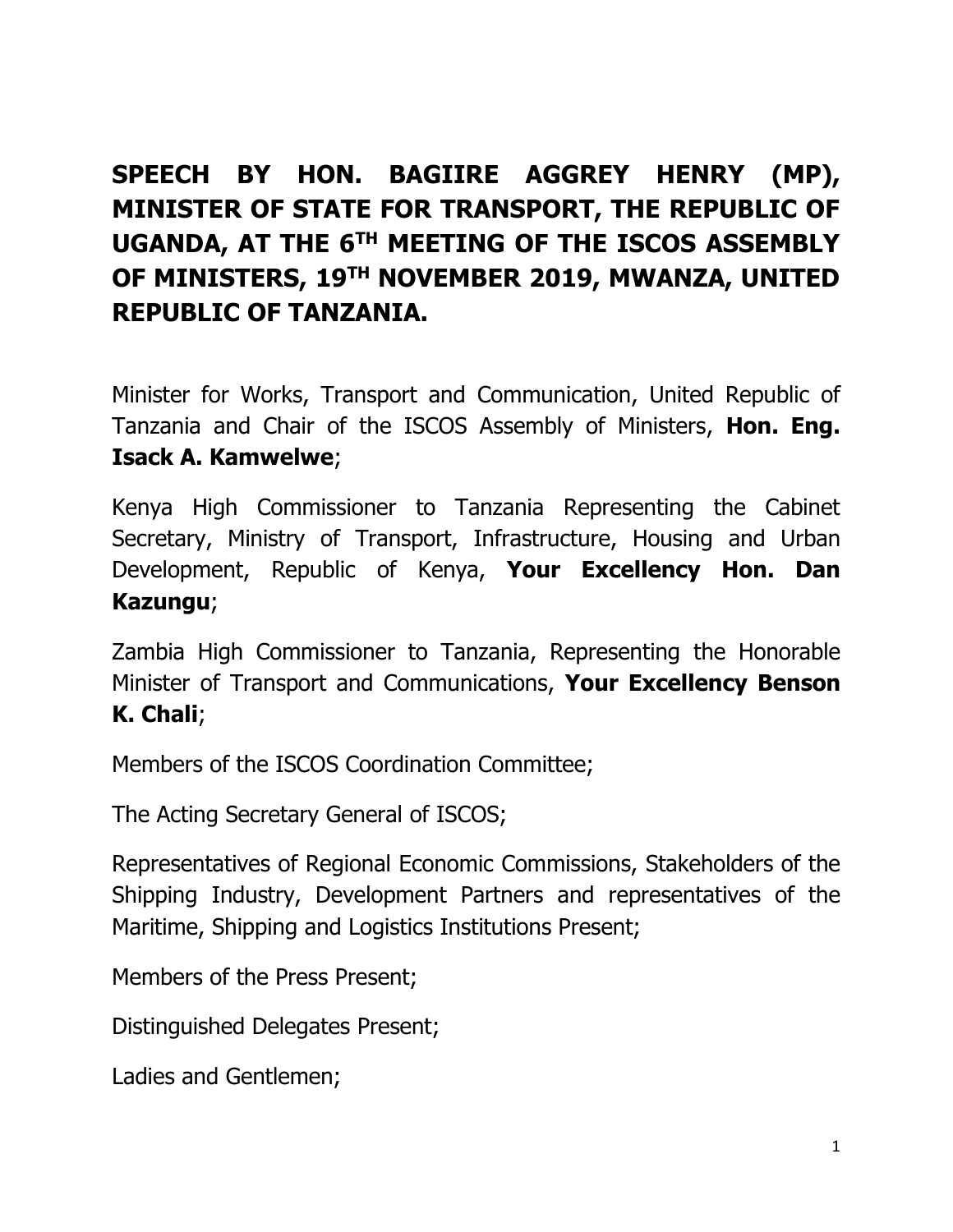# SPEECH BY HON. BAGIIRE AGGREY HENRY (MP), MINISTER OF STATE FOR TRANSPORT, THE REPUBLIC OF UGANDA, AT THE 6TH MEETING OF THE ISCOS ASSEMBLY OF MINISTERS, 19TH NOVEMBER 2019, MWANZA, UNITED REPUBLIC OF TANZANIA.

Minister for Works, Transport and Communication, United Republic of Tanzania and Chair of the ISCOS Assembly of Ministers, **Hon. Eng. Isack A. Kamwelwe**;

Kenya High Commissioner to Tanzania Representing the Cabinet Secretary, Ministry of Transport, Infrastructure, Housing and Urban Development, Republic of Kenya, **Your Excellency Hon. Dan Kazungu**;

Zambia High Commissioner to Tanzania, Representing the Honorable Minister of Transport and Communications, **Your Excellency Benson K. Chali**;

Members of the ISCOS Coordination Committee;

The Acting Secretary General of ISCOS;

Representatives of Regional Economic Commissions, Stakeholders of the Shipping Industry, Development Partners and representatives of the Maritime, Shipping and Logistics Institutions Present;

Members of the Press Present;

Distinguished Delegates Present;

Ladies and Gentlemen;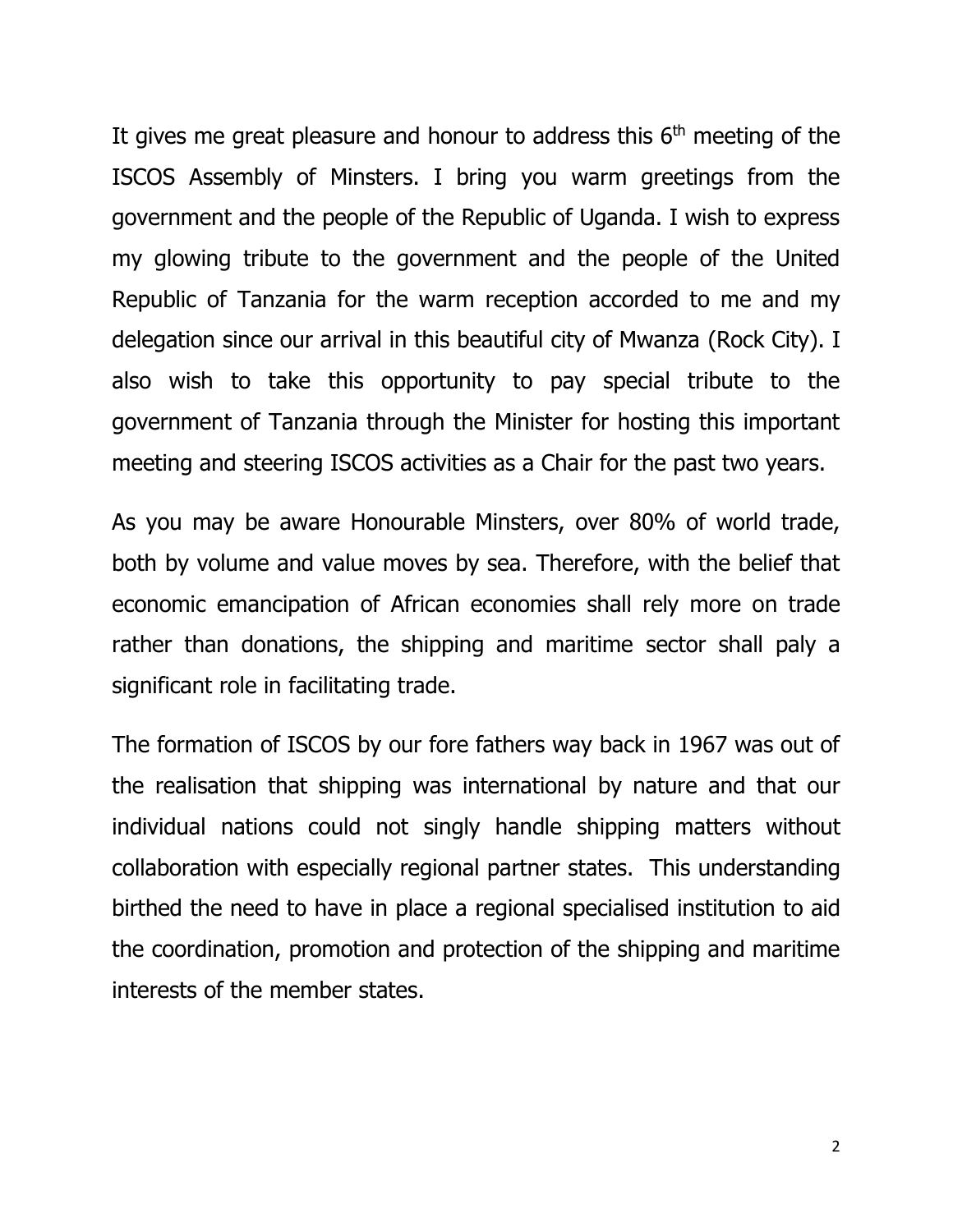It gives me great pleasure and honour to address this 6th meeting of the ISCOS Assembly of Minsters. I bring you warm greetings from the government and the people of the Republic of Uganda. I wish to express my glowing tribute to the government and the people of the United Republic of Tanzania for the warm reception accorded to me and my delegation since our arrival in this beautiful city of Mwanza (Rock City). I also wish to take this opportunity to pay special tribute to the government of Tanzania through the Minister for hosting this important meeting and steering ISCOS activities as a Chair for the past two years.

As you may be aware Honourable Minsters, over 80% of world trade, both by volume and value moves by sea. Therefore, with the belief that economic emancipation of African economies shall rely more on trade rather than donations, the shipping and maritime sector shall paly a significant role in facilitating trade.

The formation of ISCOS by our fore fathers way back in 1967 was out of the realisation that shipping was international by nature and that our individual nations could not singly handle shipping matters without collaboration with especially regional partner states. This understanding birthed the need to have in place a regional specialised institution to aid the coordination, promotion and protection of the shipping and maritime interests of the member states.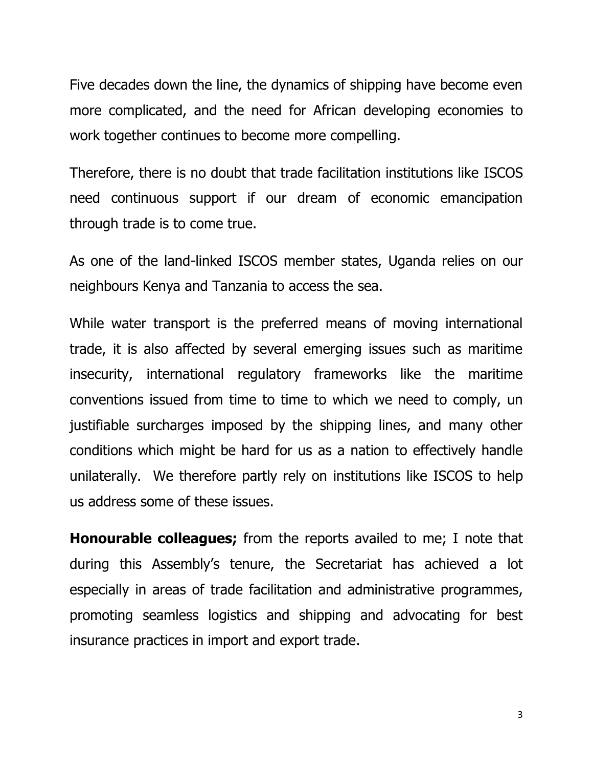Five decades down the line, the dynamics of shipping have become even more complicated, and the need for African developing economies to work together continues to become more compelling.

Therefore, there is no doubt that trade facilitation institutions like ISCOS need continuous support if our dream of economic emancipation through trade is to come true.

As one of the land-linked ISCOS member states, Uganda relies on our neighbours Kenya and Tanzania to access the sea.

While water transport is the preferred means of moving international trade, it is also affected by several emerging issues such as maritime insecurity, international regulatory frameworks like the maritime conventions issued from time to time to which we need to comply, un justifiable surcharges imposed by the shipping lines, and many other conditions which might be hard for us as a nation to effectively handle unilaterally. We therefore partly rely on institutions like ISCOS to help us address some of these issues.

**Honourable colleagues;** from the reports availed to me; I note that during this Assembly's tenure, the Secretariat has achieved a lot especially in areas of trade facilitation and administrative programmes, promoting seamless logistics and shipping and advocating for best insurance practices in import and export trade.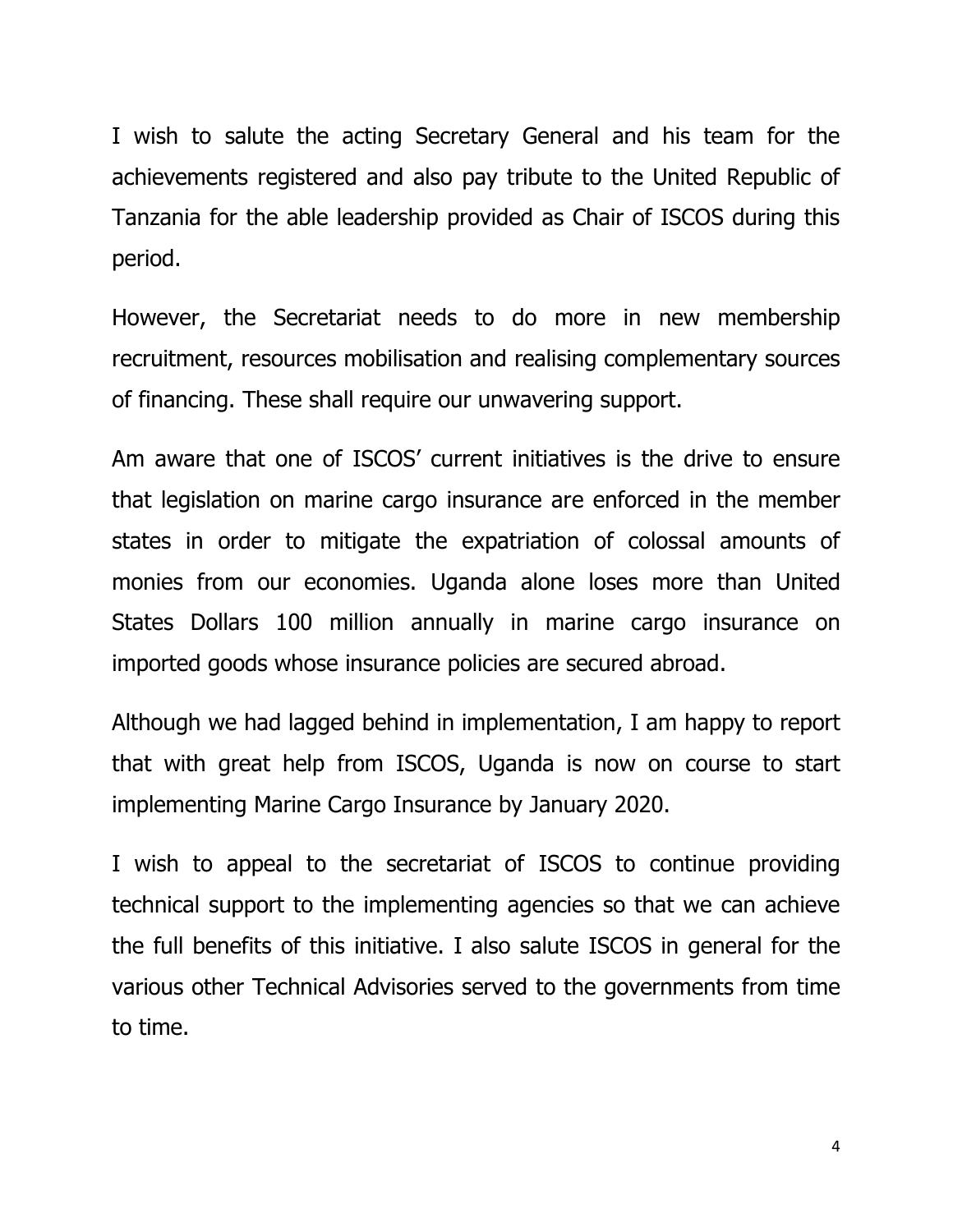I wish to salute the acting Secretary General and his team for the achievements registered and also pay tribute to the United Republic of Tanzania for the able leadership provided as Chair of ISCOS during this period.

However, the Secretariat needs to do more in new membership recruitment, resources mobilisation and realising complementary sources of financing. These shall require our unwavering support.

Am aware that one of ISCOS' current initiatives is the drive to ensure that legislation on marine cargo insurance are enforced in the member states in order to mitigate the expatriation of colossal amounts of monies from our economies. Uganda alone loses more than United States Dollars 100 million annually in marine cargo insurance on imported goods whose insurance policies are secured abroad.

Although we had lagged behind in implementation, I am happy to report that with great help from ISCOS, Uganda is now on course to start implementing Marine Cargo Insurance by January 2020.

I wish to appeal to the secretariat of ISCOS to continue providing technical support to the implementing agencies so that we can achieve the full benefits of this initiative. I also salute ISCOS in general for the various other Technical Advisories served to the governments from time to time.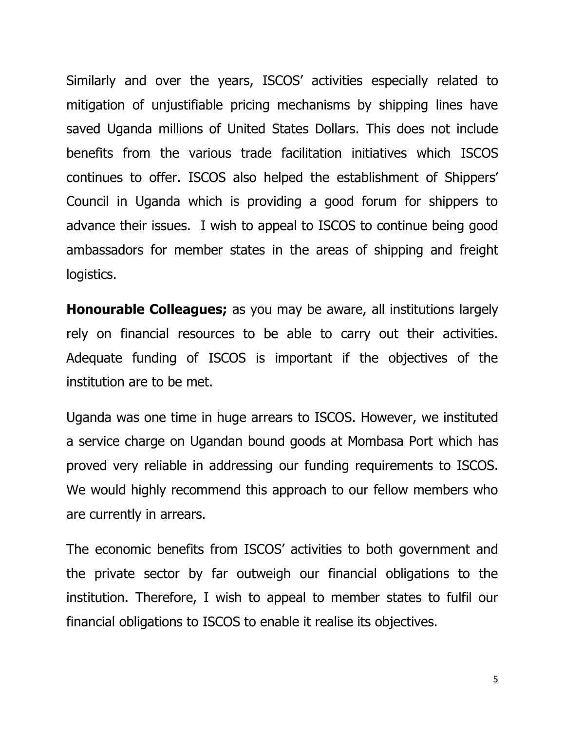Similarly and over the years, ISCOS' activities especially related to mitigation of unjustifiable pricing mechanisms by shipping lines have saved Uganda millions of United States Dollars. This does not include benefits from the various trade facilitation initiatives which ISCOS continues to offer. ISCOS also helped the establishment of Shippers' Council in Uganda which is providing a good forum for shippers to advance their issues. I wish to appeal to ISCOS to continue being good ambassadors for member states in the areas of shipping and freight logistics.

**Honourable Colleagues;** as you may be aware, all institutions largely rely on financial resources to be able to carry out their activities. Adequate funding of ISCOS is important if the objectives of the institution are to be met.

Uganda was one time in huge arrears to ISCOS. However, we instituted a service charge on Ugandan bound goods at Mombasa Port which has proved very reliable in addressing our funding requirements to ISCOS. We would highly recommend this approach to our fellow members who are currently in arrears.

The economic benefits from ISCOS' activities to both government and the private sector by far outweigh our financial obligations to the institution. Therefore, I wish to appeal to member states to fulfil our financial obligations to ISCOS to enable it realise its objectives.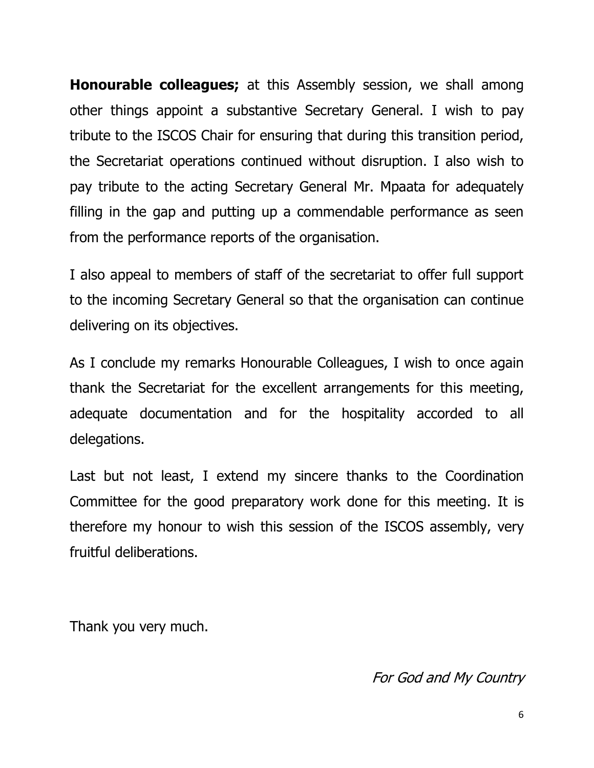**Honourable colleagues;** at this Assembly session, we shall among other things appoint a substantive Secretary General. I wish to pay tribute to the ISCOS Chair for ensuring that during this transition period, the Secretariat operations continued without disruption. I also wish to pay tribute to the acting Secretary General Mr. Mpaata for adequately filling in the gap and putting up a commendable performance as seen from the performance reports of the organisation.

I also appeal to members of staff of the secretariat to offer full support to the incoming Secretary General so that the organisation can continue delivering on its objectives.

As I conclude my remarks Honourable Colleagues, I wish to once again thank the Secretariat for the excellent arrangements for this meeting, adequate documentation and for the hospitality accorded to all delegations.

Last but not least, I extend my sincere thanks to the Coordination Committee for the good preparatory work done for this meeting. It is therefore my honour to wish this session of the ISCOS assembly, very fruitful deliberations.

Thank you very much.

*For God and My Country*